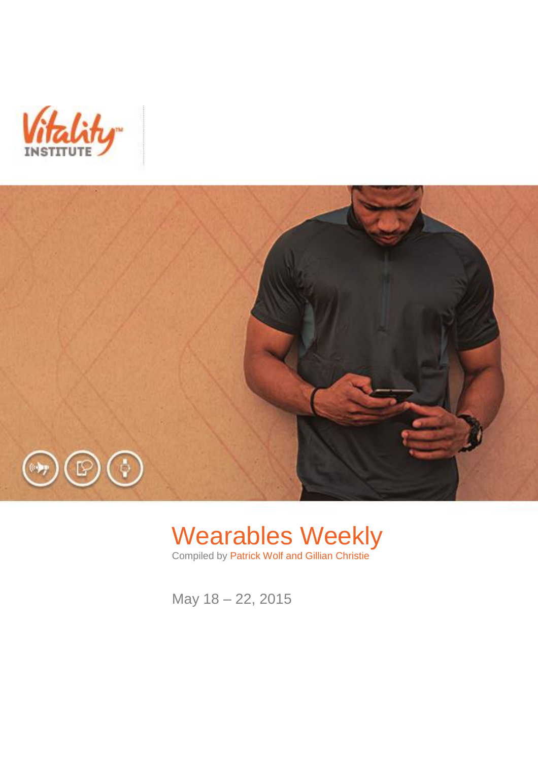Vitality INSTITUTE

# Wearables Weekly

Compiled by Patrick Wolf and Gillian Christie

May 18 – 22, 2015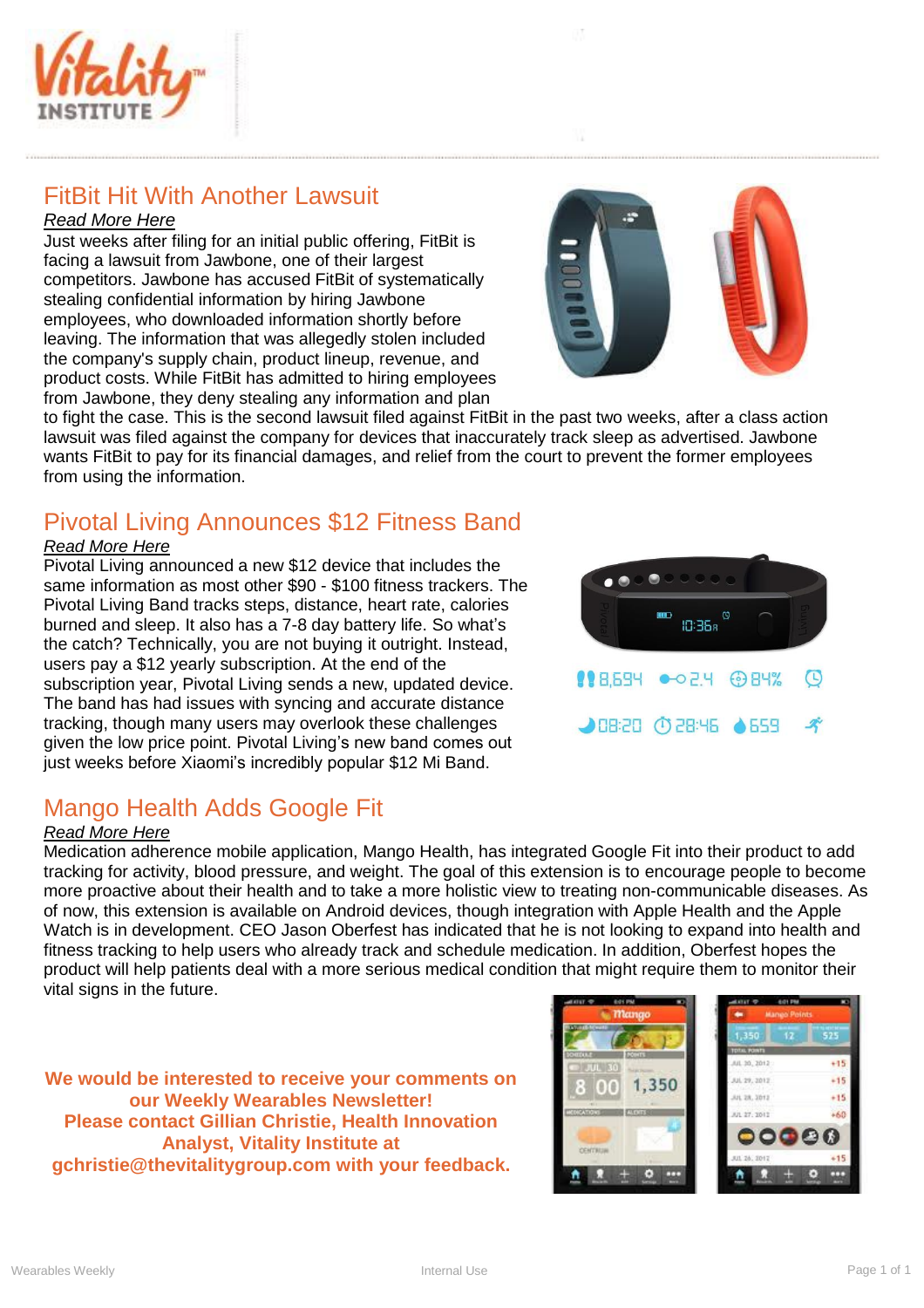## FitBit Hit With Another Lawsuit

*Read More Here*

Just weeks after filing for an initial public offering, FitBit is facing a lawsuit from Jawbone, one of their largest competitors. Jawbone has accused FitBit of systematically stealing confidential information by hiring Jawbone employees, who downloaded information shortly before leaving. The information that was allegedly stolen included the company's supply chain, product lineup, revenue, and product costs. While FitBit has admitted to hiring employees from Jawbone, they deny stealing any information and plan to fight the case. This is the second lawsuit filed against FitBit in the past two weeks, after a class action lawsuit was filed against the company for devices that inaccurately track sleep as advertised. Jawbone wants FitBit to pay for its financial damages, and relief from the court to prevent the former employees from using the information.

## Pivotal Living Announces $12 Fitness Band

*Read More Here*

Pivotal Living announced a new $12 device that includes the same information as most other $90 - $100 fitness trackers. The Pivotal Living Band tracks steps, distance, heart rate, calories burned and sleep. It also has a 7-8 day battery life. So what's the catch? Technically, you are not buying it outright. Instead, users pay a $12 yearly subscription. At the end of the subscription year, Pivotal Living sends a new, updated device. The band has had issues with syncing and accurate distance tracking, though many users may overlook these challenges given the low price point. Pivotal Living's new band comes out just weeks before Xiaomi's incredibly popular $12 Mi Band.

## Mango Health Adds Google Fit

*Read More Here*

Medication adherence mobile application, Mango Health, has integrated Google Fit into their product to add tracking for activity, blood pressure, and weight. The goal of this extension is to encourage people to become more proactive about their health and to take a more holistic view to treating non-communicable diseases. As of now, this extension is available on Android devices, though integration with Apple Health and the Apple Watch is in development. CEO Jason Oberfest has indicated that he is not looking to expand into health and fitness tracking to help users who already track and schedule medication. In addition, Oberfest hopes the product will help patients deal with a more serious medical condition that might require them to monitor their vital signs in the future.

**We would be interested to receive your comments on our Weekly Wearables Newsletter!**
**Please contact Gillian Christie, Health Innovation Analyst, Vitality Institute at gchristie@thevitalitygroup.com with your feedback.**

Internal Use